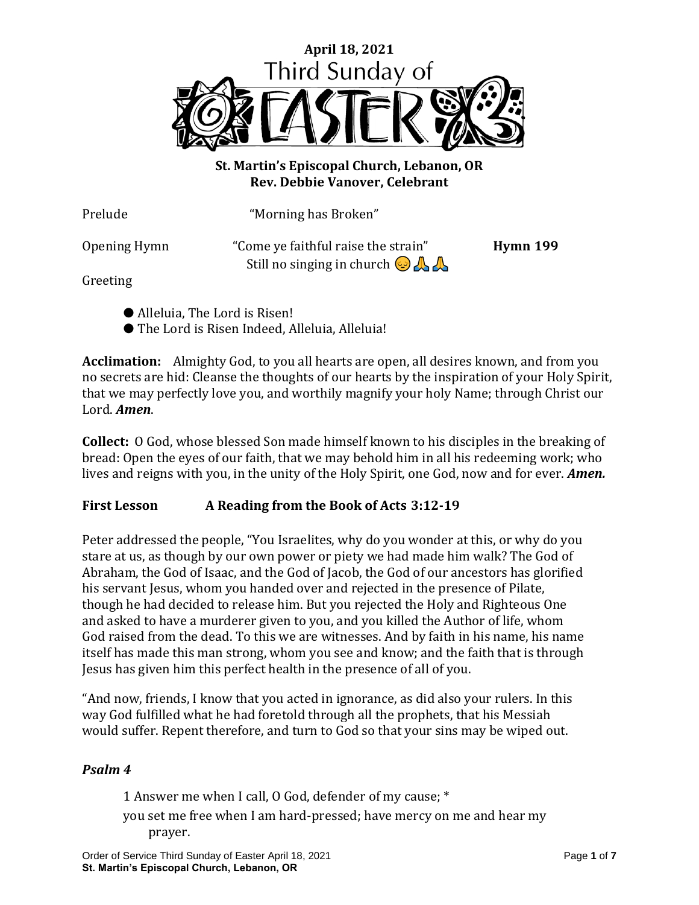**April 18, 2021**

Third Sunday of

# EASTER

**St. Martin's Episcopal Church, Lebanon, OR**
**Rev. Debbie Vanover, Celebrant**

Prelude "Morning has Broken"

Opening Hymn "Come ye faithful raise the strain" **Hymn 199**
Still no singing in church 😔🙏🙏

Greeting

- Alleluia, The Lord is Risen!
- The Lord is Risen Indeed, Alleluia, Alleluia!

**Acclimation:** Almighty God, to you all hearts are open, all desires known, and from you no secrets are hid: Cleanse the thoughts of our hearts by the inspiration of your Holy Spirit, that we may perfectly love you, and worthily magnify your holy Name; through Christ our Lord. ***Amen***.

**Collect:** O God, whose blessed Son made himself known to his disciples in the breaking of bread: Open the eyes of our faith, that we may behold him in all his redeeming work; who lives and reigns with you, in the unity of the Holy Spirit, one God, now and for ever. ***Amen.***

**First Lesson A Reading from the Book of Acts 3:12-19**

Peter addressed the people, "You Israelites, why do you wonder at this, or why do you stare at us, as though by our own power or piety we had made him walk? The God of Abraham, the God of Isaac, and the God of Jacob, the God of our ancestors has glorified his servant Jesus, whom you handed over and rejected in the presence of Pilate, though he had decided to release him. But you rejected the Holy and Righteous One and asked to have a murderer given to you, and you killed the Author of life, whom God raised from the dead. To this we are witnesses. And by faith in his name, his name itself has made this man strong, whom you see and know; and the faith that is through Jesus has given him this perfect health in the presence of all of you.

"And now, friends, I know that you acted in ignorance, as did also your rulers. In this way God fulfilled what he had foretold through all the prophets, that his Messiah would suffer. Repent therefore, and turn to God so that your sins may be wiped out.

***Psalm 4***

1 Answer me when I call, O God, defender of my cause; *
you set me free when I am hard-pressed; have mercy on me and hear my prayer.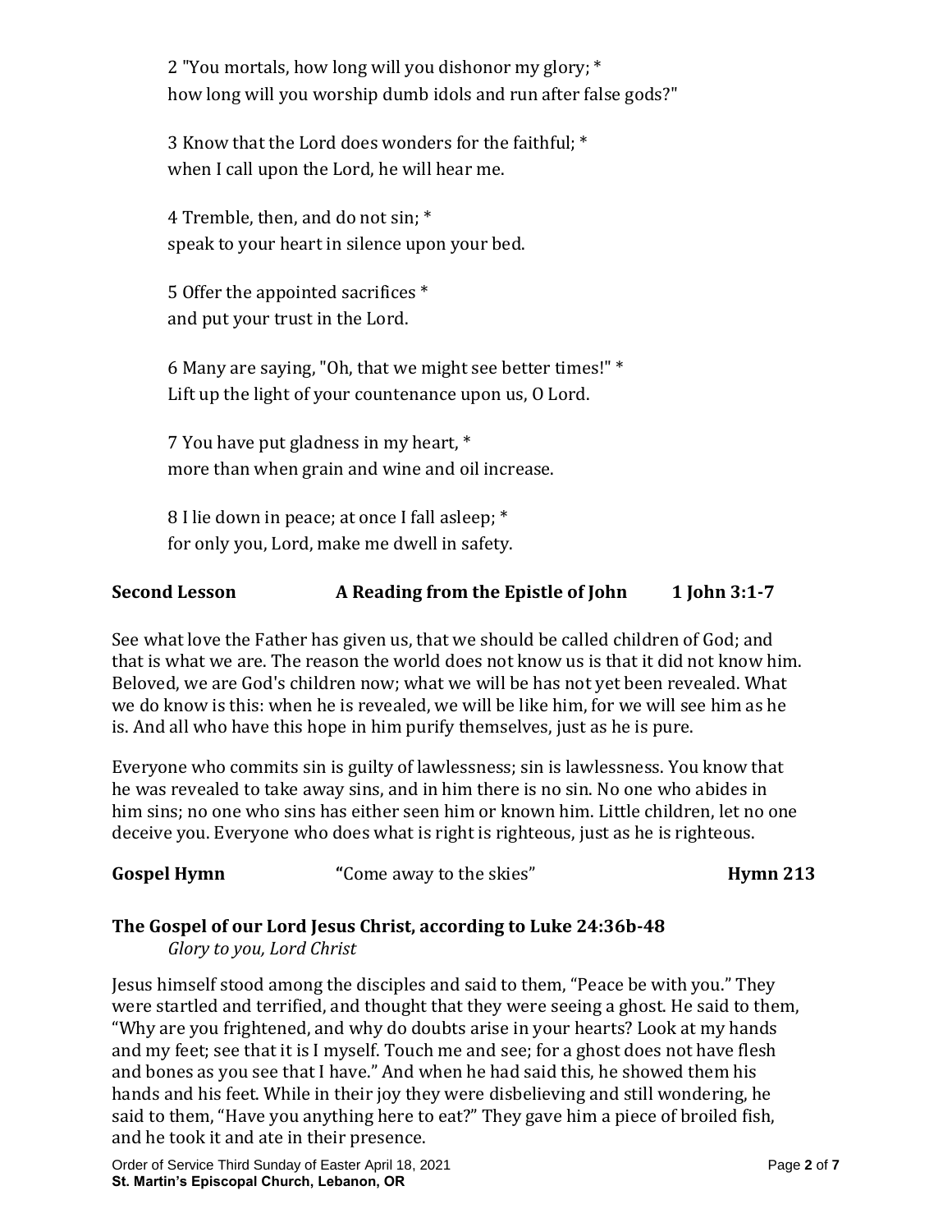2 "You mortals, how long will you dishonor my glory; *
how long will you worship dumb idols and run after false gods?"

3 Know that the Lord does wonders for the faithful; *
when I call upon the Lord, he will hear me.

4 Tremble, then, and do not sin; *
speak to your heart in silence upon your bed.

5 Offer the appointed sacrifices *
and put your trust in the Lord.

6 Many are saying, "Oh, that we might see better times!" *
Lift up the light of your countenance upon us, O Lord.

7 You have put gladness in my heart, *
more than when grain and wine and oil increase.

8 I lie down in peace; at once I fall asleep; *
for only you, Lord, make me dwell in safety.

**Second Lesson** **A Reading from the Epistle of John** **1 John 3:1-7**

See what love the Father has given us, that we should be called children of God; and that is what we are. The reason the world does not know us is that it did not know him. Beloved, we are God's children now; what we will be has not yet been revealed. What we do know is this: when he is revealed, we will be like him, for we will see him as he is. And all who have this hope in him purify themselves, just as he is pure.

Everyone who commits sin is guilty of lawlessness; sin is lawlessness. You know that he was revealed to take away sins, and in him there is no sin. No one who abides in him sins; no one who sins has either seen him or known him. Little children, let no one deceive you. Everyone who does what is right is righteous, just as he is righteous.

**Gospel Hymn** **"**Come away to the skies" **Hymn 213**

**The Gospel of our Lord Jesus Christ, according to Luke 24:36b-48**
*Glory to you, Lord Christ*

Jesus himself stood among the disciples and said to them, "Peace be with you." They were startled and terrified, and thought that they were seeing a ghost. He said to them, "Why are you frightened, and why do doubts arise in your hearts? Look at my hands and my feet; see that it is I myself. Touch me and see; for a ghost does not have flesh and bones as you see that I have." And when he had said this, he showed them his hands and his feet. While in their joy they were disbelieving and still wondering, he said to them, "Have you anything here to eat?" They gave him a piece of broiled fish, and he took it and ate in their presence.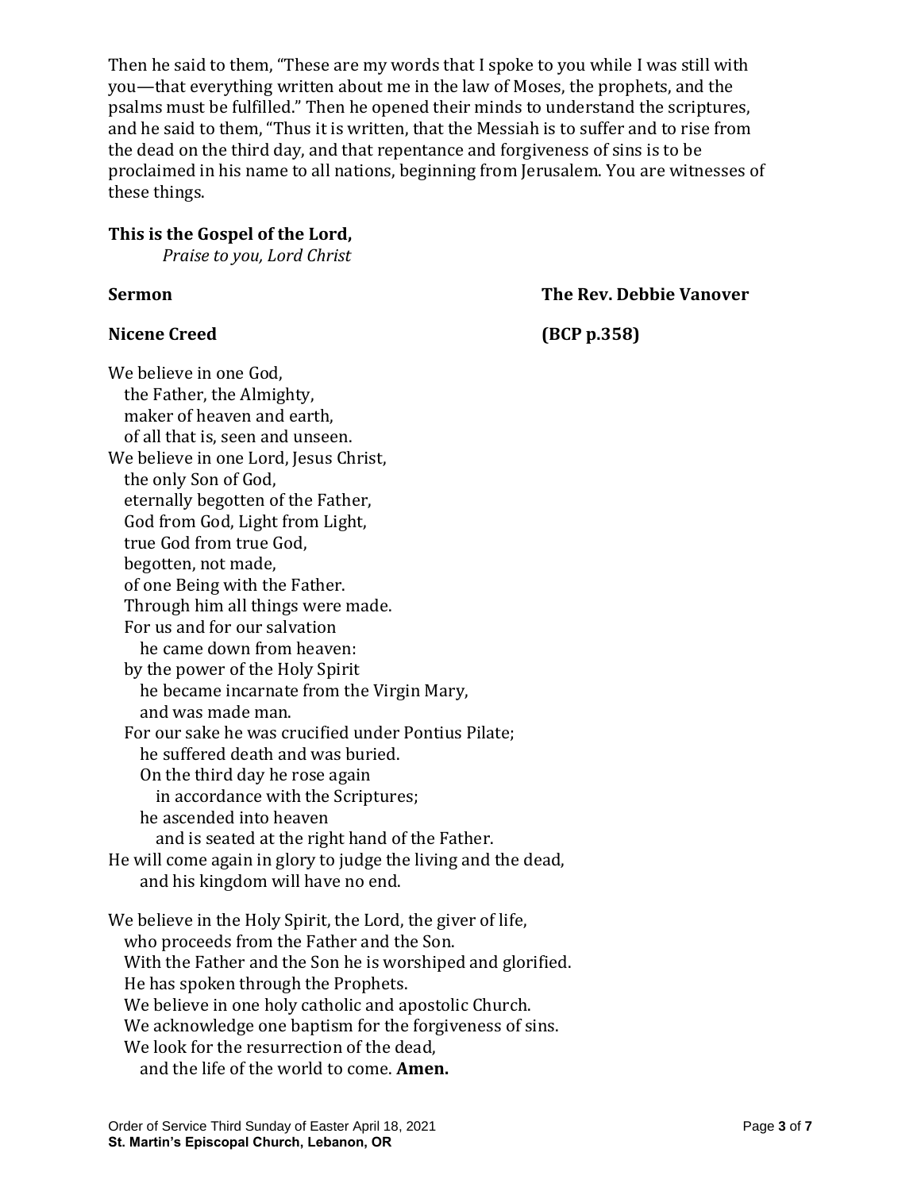Then he said to them, "These are my words that I spoke to you while I was still with you—that everything written about me in the law of Moses, the prophets, and the psalms must be fulfilled." Then he opened their minds to understand the scriptures, and he said to them, "Thus it is written, that the Messiah is to suffer and to rise from the dead on the third day, and that repentance and forgiveness of sins is to be proclaimed in his name to all nations, beginning from Jerusalem. You are witnesses of these things.

**This is the Gospel of the Lord,**
*Praise to you, Lord Christ*

**Sermon** **The Rev. Debbie Vanover**

**Nicene Creed** **(BCP p.358)**

We believe in one God,
the Father, the Almighty,
maker of heaven and earth,
of all that is, seen and unseen.
We believe in one Lord, Jesus Christ,
the only Son of God,
eternally begotten of the Father,
God from God, Light from Light,
true God from true God,
begotten, not made,
of one Being with the Father.
Through him all things were made.
For us and for our salvation
he came down from heaven:
by the power of the Holy Spirit
he became incarnate from the Virgin Mary,
and was made man.
For our sake he was crucified under Pontius Pilate;
he suffered death and was buried.
On the third day he rose again
in accordance with the Scriptures;
he ascended into heaven
and is seated at the right hand of the Father.
He will come again in glory to judge the living and the dead,
and his kingdom will have no end.

We believe in the Holy Spirit, the Lord, the giver of life,
who proceeds from the Father and the Son.
With the Father and the Son he is worshiped and glorified.
He has spoken through the Prophets.
We believe in one holy catholic and apostolic Church.
We acknowledge one baptism for the forgiveness of sins.
We look for the resurrection of the dead,
and the life of the world to come. **Amen.**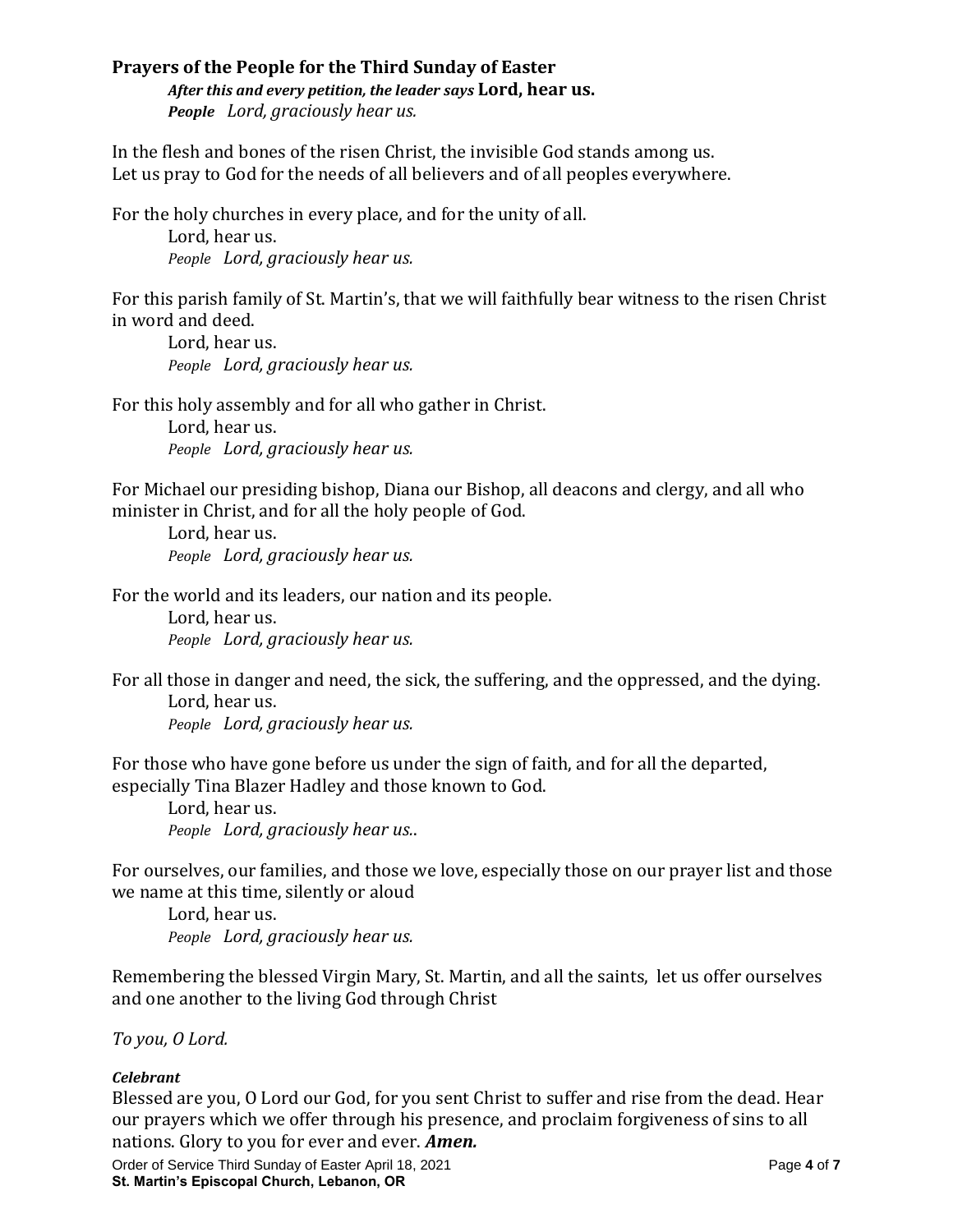### Prayers of the People for the Third Sunday of Easter

*After this and every petition, the leader says* **Lord, hear us.**
***People*** *Lord, graciously hear us.*

In the flesh and bones of the risen Christ, the invisible God stands among us.
Let us pray to God for the needs of all believers and of all peoples everywhere.

For the holy churches in every place, and for the unity of all.
Lord, hear us.
*People Lord, graciously hear us.*

For this parish family of St. Martin's, that we will faithfully bear witness to the risen Christ in word and deed.
Lord, hear us.
*People Lord, graciously hear us.*

For this holy assembly and for all who gather in Christ.
Lord, hear us.
*People Lord, graciously hear us.*

For Michael our presiding bishop, Diana our Bishop, all deacons and clergy, and all who minister in Christ, and for all the holy people of God.
Lord, hear us.
*People Lord, graciously hear us.*

For the world and its leaders, our nation and its people.
Lord, hear us.
*People Lord, graciously hear us.*

For all those in danger and need, the sick, the suffering, and the oppressed, and the dying.
Lord, hear us.
*People Lord, graciously hear us.*

For those who have gone before us under the sign of faith, and for all the departed, especially Tina Blazer Hadley and those known to God.
Lord, hear us.
*People Lord, graciously hear us..*

For ourselves, our families, and those we love, especially those on our prayer list and those we name at this time, silently or aloud
Lord, hear us.
*People Lord, graciously hear us.*

Remembering the blessed Virgin Mary, St. Martin, and all the saints, let us offer ourselves and one another to the living God through Christ

*To you, O Lord.*

***Celebrant***
Blessed are you, O Lord our God, for you sent Christ to suffer and rise from the dead. Hear our prayers which we offer through his presence, and proclaim forgiveness of sins to all nations. Glory to you for ever and ever. ***Amen.***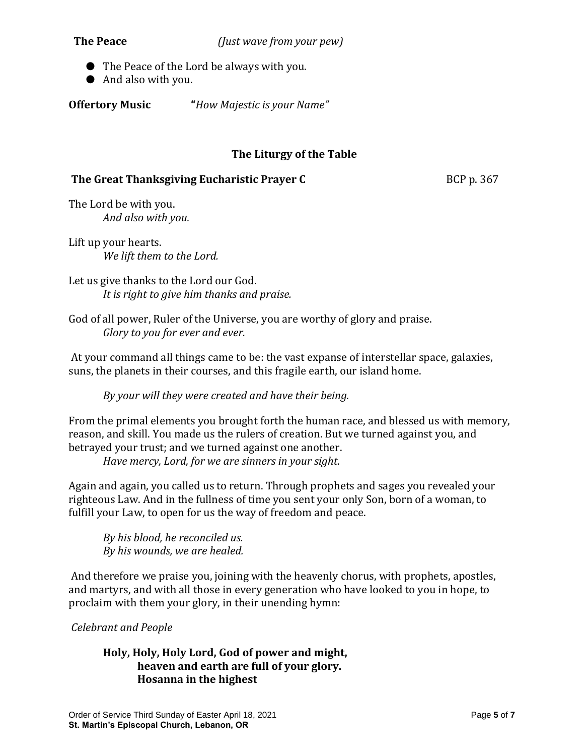**The Peace** *(Just wave from your pew)*

- The Peace of the Lord be always with you.
- And also with you.

**Offertory Music** **"***How Majestic is your Name"*

## The Liturgy of the Table

### The Great Thanksgiving Eucharistic Prayer C BCP p. 367

The Lord be with you.
*And also with you.*

Lift up your hearts.
*We lift them to the Lord.*

Let us give thanks to the Lord our God.
*It is right to give him thanks and praise.*

God of all power, Ruler of the Universe, you are worthy of glory and praise.
*Glory to you for ever and ever.*

At your command all things came to be: the vast expanse of interstellar space, galaxies, suns, the planets in their courses, and this fragile earth, our island home.

*By your will they were created and have their being.*

From the primal elements you brought forth the human race, and blessed us with memory, reason, and skill. You made us the rulers of creation. But we turned against you, and betrayed your trust; and we turned against one another.
*Have mercy, Lord, for we are sinners in your sight.*

Again and again, you called us to return. Through prophets and sages you revealed your righteous Law. And in the fullness of time you sent your only Son, born of a woman, to fulfill your Law, to open for us the way of freedom and peace.

*By his blood, he reconciled us.*
*By his wounds, we are healed.*

And therefore we praise you, joining with the heavenly chorus, with prophets, apostles, and martyrs, and with all those in every generation who have looked to you in hope, to proclaim with them your glory, in their unending hymn:

*Celebrant and People*

**Holy, Holy, Holy Lord, God of power and might,**
**heaven and earth are full of your glory.**
**Hosanna in the highest**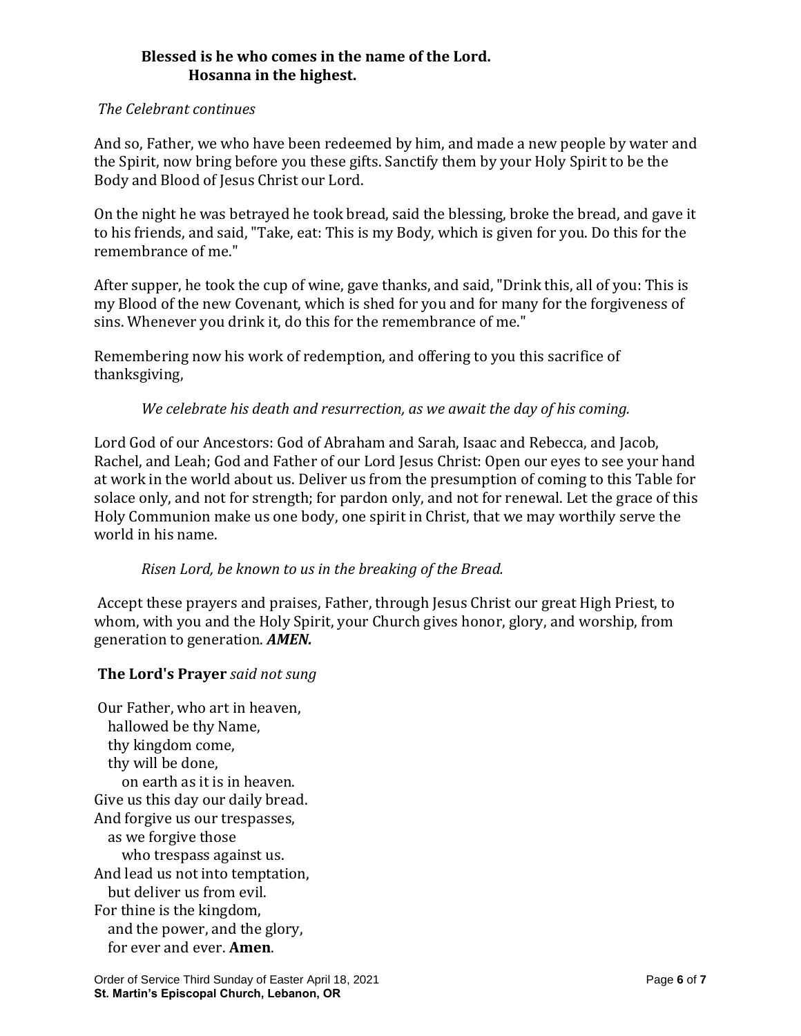**Blessed is he who comes in the name of the Lord.**
**Hosanna in the highest.**

*The Celebrant continues*

And so, Father, we who have been redeemed by him, and made a new people by water and the Spirit, now bring before you these gifts. Sanctify them by your Holy Spirit to be the Body and Blood of Jesus Christ our Lord.

On the night he was betrayed he took bread, said the blessing, broke the bread, and gave it to his friends, and said, "Take, eat: This is my Body, which is given for you. Do this for the remembrance of me."

After supper, he took the cup of wine, gave thanks, and said, "Drink this, all of you: This is my Blood of the new Covenant, which is shed for you and for many for the forgiveness of sins. Whenever you drink it, do this for the remembrance of me."

Remembering now his work of redemption, and offering to you this sacrifice of thanksgiving,

*We celebrate his death and resurrection, as we await the day of his coming.*

Lord God of our Ancestors: God of Abraham and Sarah, Isaac and Rebecca, and Jacob, Rachel, and Leah; God and Father of our Lord Jesus Christ: Open our eyes to see your hand at work in the world about us. Deliver us from the presumption of coming to this Table for solace only, and not for strength; for pardon only, and not for renewal. Let the grace of this Holy Communion make us one body, one spirit in Christ, that we may worthily serve the world in his name.

*Risen Lord, be known to us in the breaking of the Bread.*

Accept these prayers and praises, Father, through Jesus Christ our great High Priest, to whom, with you and the Holy Spirit, your Church gives honor, glory, and worship, from generation to generation. ***AMEN.***

**The Lord's Prayer** *said not sung*

Our Father, who art in heaven,
hallowed be thy Name,
thy kingdom come,
thy will be done,
on earth as it is in heaven.
Give us this day our daily bread.
And forgive us our trespasses,
as we forgive those
who trespass against us.
And lead us not into temptation,
but deliver us from evil.
For thine is the kingdom,
and the power, and the glory,
for ever and ever. **Amen**.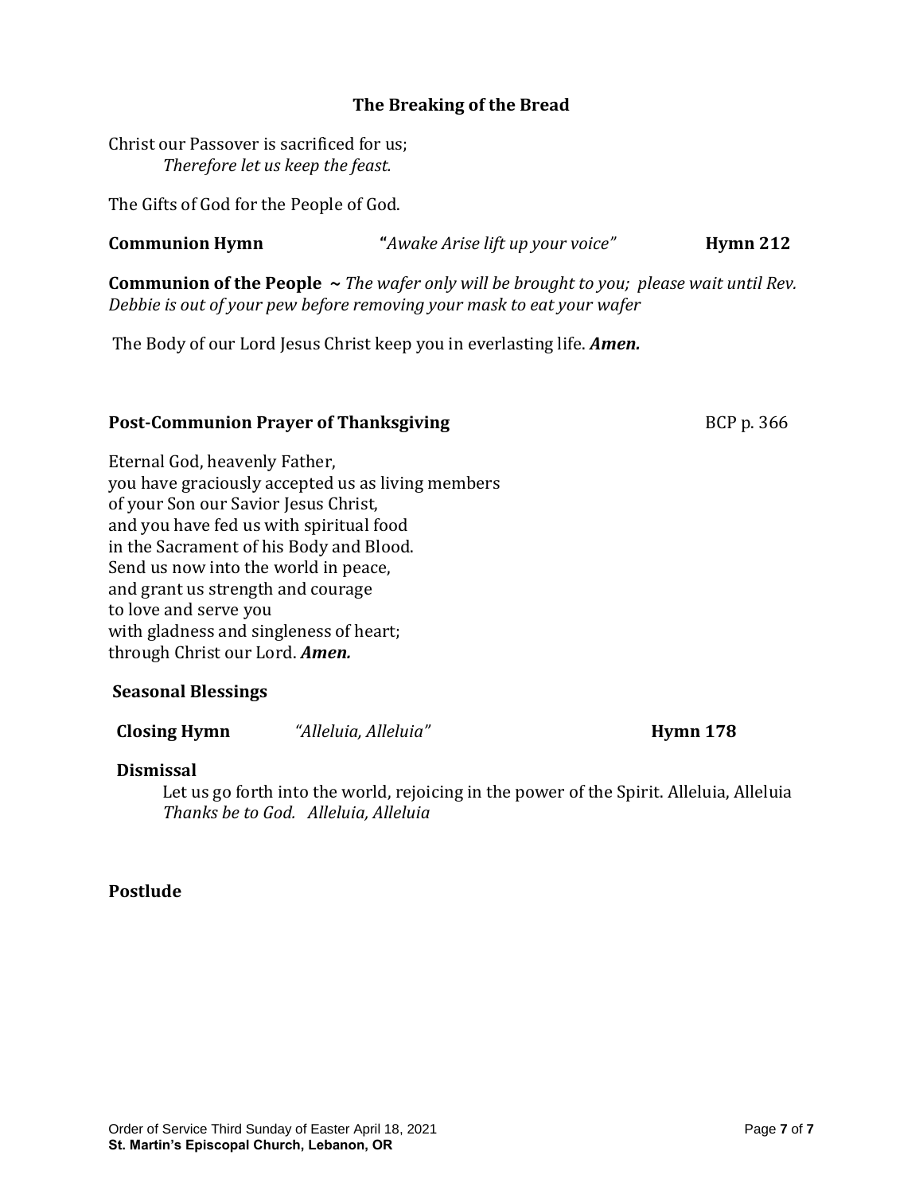### The Breaking of the Bread

Christ our Passover is sacrificed for us;
*Therefore let us keep the feast.*

The Gifts of God for the People of God.

**Communion Hymn** "*Awake Arise lift up your voice"* **Hymn 212**

**Communion of the People ~** *The wafer only will be brought to you; please wait until Rev. Debbie is out of your pew before removing your mask to eat your wafer*

The Body of our Lord Jesus Christ keep you in everlasting life. ***Amen.***

**Post-Communion Prayer of Thanksgiving** BCP p. 366

Eternal God, heavenly Father,
you have graciously accepted us as living members
of your Son our Savior Jesus Christ,
and you have fed us with spiritual food
in the Sacrament of his Body and Blood.
Send us now into the world in peace,
and grant us strength and courage
to love and serve you
with gladness and singleness of heart;
through Christ our Lord. ***Amen.***

**Seasonal Blessings**

**Closing Hymn** *"Alleluia, Alleluia"* **Hymn 178**

**Dismissal**

Let us go forth into the world, rejoicing in the power of the Spirit. Alleluia, Alleluia
*Thanks be to God. Alleluia, Alleluia*

**Postlude**